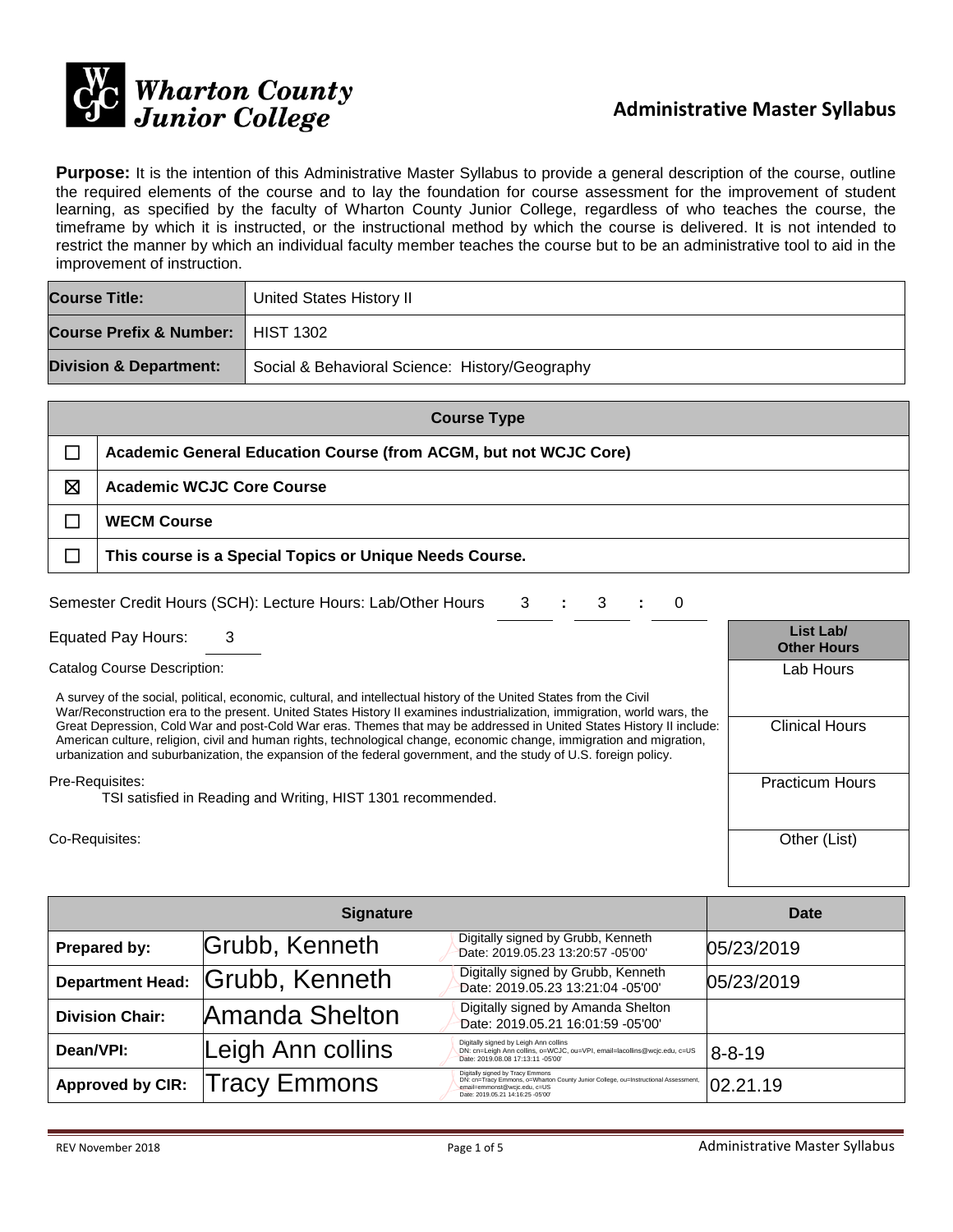Wharton County Junior College

## Administrative Master Syllabus

**Purpose:** It is the intention of this Administrative Master Syllabus to provide a general description of the course, outline the required elements of the course and to lay the foundation for course assessment for the improvement of student learning, as specified by the faculty of Wharton County Junior College, regardless of who teaches the course, the timeframe by which it is instructed, or the instructional method by which the course is delivered. It is not intended to restrict the manner by which an individual faculty member teaches the course but to be an administrative tool to aid in the improvement of instruction.

| | |
|---|---|
| **Course Title:** | United States History II |
| **Course Prefix & Number:** | HIST 1302 |
| **Division & Department:** | Social & Behavioral Science: History/Geography |

| Course Type | |
|---|---|
| ☐ | **Academic General Education Course (from ACGM, but not WCJC Core)** |
| ☒ | **Academic WCJC Core Course** |
| ☐ | **WECM Course** |
| ☐ | **This course is a Special Topics or Unique Needs Course.** |

Semester Credit Hours (SCH): Lecture Hours: Lab/Other Hours 3 : 3 : 0

Equated Pay Hours: 3

Catalog Course Description:

A survey of the social, political, economic, cultural, and intellectual history of the United States from the Civil War/Reconstruction era to the present. United States History II examines industrialization, immigration, world wars, the Great Depression, Cold War and post-Cold War eras. Themes that may be addressed in United States History II include: American culture, religion, civil and human rights, technological change, economic change, immigration and migration, urbanization and suburbanization, the expansion of the federal government, and the study of U.S. foreign policy.

Pre-Requisites:
TSI satisfied in Reading and Writing, HIST 1301 recommended.

Co-Requisites:

| List Lab/ Other Hours |
|---|
| Lab Hours |
| Clinical Hours |
| Practicum Hours |
| Other (List) |

| Signature | | | Date |
|---|---|---|---|
| **Prepared by:** | Grubb, Kenneth | Digitally signed by Grubb, Kenneth Date: 2019.05.23 13:20:57 -05'00' | 05/23/2019 |
| **Department Head:** | Grubb, Kenneth | Digitally signed by Grubb, Kenneth Date: 2019.05.23 13:21:04 -05'00' | 05/23/2019 |
| **Division Chair:** | Amanda Shelton | Digitally signed by Amanda Shelton Date: 2019.05.21 16:01:59 -05'00' | |
| **Dean/VPI:** | Leigh Ann collins | Digitally signed by Leigh Ann collins DN: cn=Leigh Ann collins, o=WCJC, ou=VPI, email=lacollins@wcjc.edu, c=US Date: 2019.08.08 17:13:11 -05'00' | 8-8-19 |
| **Approved by CIR:** | Tracy Emmons | Digitally signed by Tracy Emmons DN: cn=Tracy Emmons, o=Wharton County Junior College, ou=Instructional Assessment, email=emmonst@wcjc.edu, c=US Date: 2019.05.21 14:16:25 -05'00' | 02.21.19 |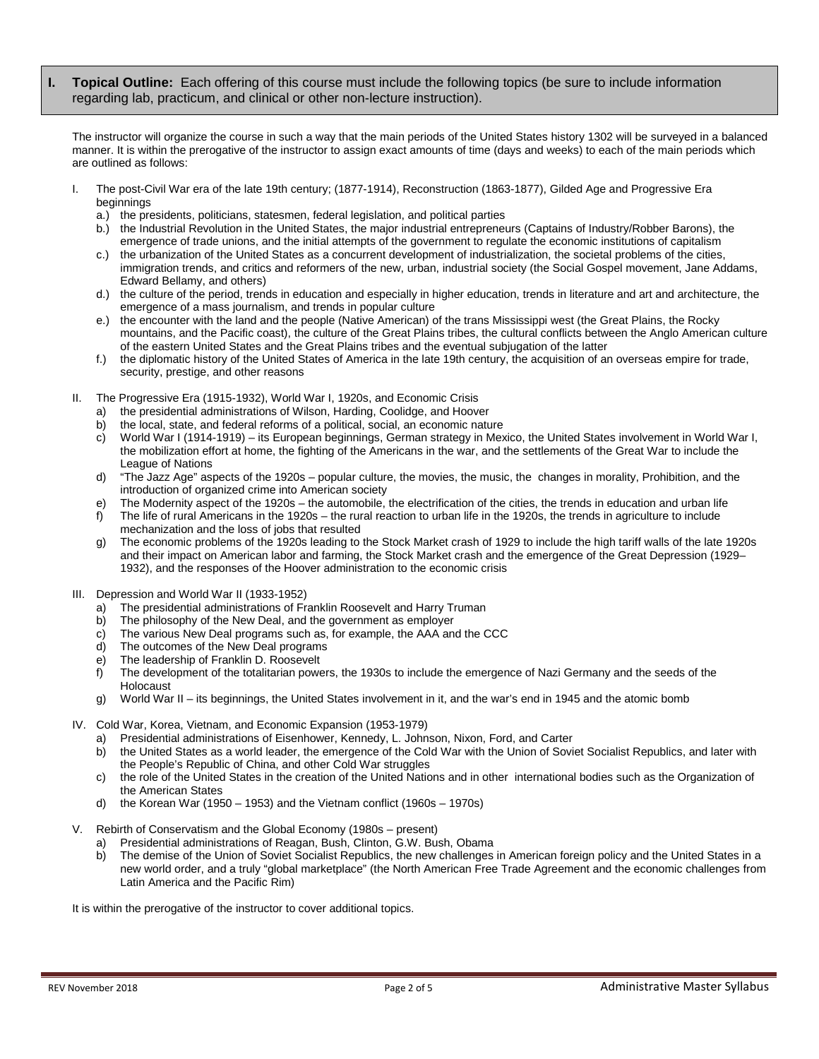## I. Topical Outline: Each offering of this course must include the following topics (be sure to include information regarding lab, practicum, and clinical or other non-lecture instruction).

The instructor will organize the course in such a way that the main periods of the United States history 1302 will be surveyed in a balanced manner. It is within the prerogative of the instructor to assign exact amounts of time (days and weeks) to each of the main periods which are outlined as follows:

I. The post-Civil War era of the late 19th century; (1877-1914), Reconstruction (1863-1877), Gilded Age and Progressive Era beginnings
   - a.) the presidents, politicians, statesmen, federal legislation, and political parties
   - b.) the Industrial Revolution in the United States, the major industrial entrepreneurs (Captains of Industry/Robber Barons), the emergence of trade unions, and the initial attempts of the government to regulate the economic institutions of capitalism
   - c.) the urbanization of the United States as a concurrent development of industrialization, the societal problems of the cities, immigration trends, and critics and reformers of the new, urban, industrial society (the Social Gospel movement, Jane Addams, Edward Bellamy, and others)
   - d.) the culture of the period, trends in education and especially in higher education, trends in literature and art and architecture, the emergence of a mass journalism, and trends in popular culture
   - e.) the encounter with the land and the people (Native American) of the trans Mississippi west (the Great Plains, the Rocky mountains, and the Pacific coast), the culture of the Great Plains tribes, the cultural conflicts between the Anglo American culture of the eastern United States and the Great Plains tribes and the eventual subjugation of the latter
   - f.) the diplomatic history of the United States of America in the late 19th century, the acquisition of an overseas empire for trade, security, prestige, and other reasons

II. The Progressive Era (1915-1932), World War I, 1920s, and Economic Crisis
   - a) the presidential administrations of Wilson, Harding, Coolidge, and Hoover
   - b) the local, state, and federal reforms of a political, social, an economic nature
   - c) World War I (1914-1919) – its European beginnings, German strategy in Mexico, the United States involvement in World War I, the mobilization effort at home, the fighting of the Americans in the war, and the settlements of the Great War to include the League of Nations
   - d) "The Jazz Age" aspects of the 1920s – popular culture, the movies, the music, the changes in morality, Prohibition, and the introduction of organized crime into American society
   - e) The Modernity aspect of the 1920s – the automobile, the electrification of the cities, the trends in education and urban life
   - f) The life of rural Americans in the 1920s – the rural reaction to urban life in the 1920s, the trends in agriculture to include mechanization and the loss of jobs that resulted
   - g) The economic problems of the 1920s leading to the Stock Market crash of 1929 to include the high tariff walls of the late 1920s and their impact on American labor and farming, the Stock Market crash and the emergence of the Great Depression (1929–1932), and the responses of the Hoover administration to the economic crisis

III. Depression and World War II (1933-1952)
   - a) The presidential administrations of Franklin Roosevelt and Harry Truman
   - b) The philosophy of the New Deal, and the government as employer
   - c) The various New Deal programs such as, for example, the AAA and the CCC
   - d) The outcomes of the New Deal programs
   - e) The leadership of Franklin D. Roosevelt
   - f) The development of the totalitarian powers, the 1930s to include the emergence of Nazi Germany and the seeds of the Holocaust
   - g) World War II – its beginnings, the United States involvement in it, and the war's end in 1945 and the atomic bomb

IV. Cold War, Korea, Vietnam, and Economic Expansion (1953-1979)
   - a) Presidential administrations of Eisenhower, Kennedy, L. Johnson, Nixon, Ford, and Carter
   - b) the United States as a world leader, the emergence of the Cold War with the Union of Soviet Socialist Republics, and later with the People's Republic of China, and other Cold War struggles
   - c) the role of the United States in the creation of the United Nations and in other international bodies such as the Organization of the American States
   - d) the Korean War (1950 – 1953) and the Vietnam conflict (1960s – 1970s)

V. Rebirth of Conservatism and the Global Economy (1980s – present)
   - a) Presidential administrations of Reagan, Bush, Clinton, G.W. Bush, Obama
   - b) The demise of the Union of Soviet Socialist Republics, the new challenges in American foreign policy and the United States in a new world order, and a truly "global marketplace" (the North American Free Trade Agreement and the economic challenges from Latin America and the Pacific Rim)

It is within the prerogative of the instructor to cover additional topics.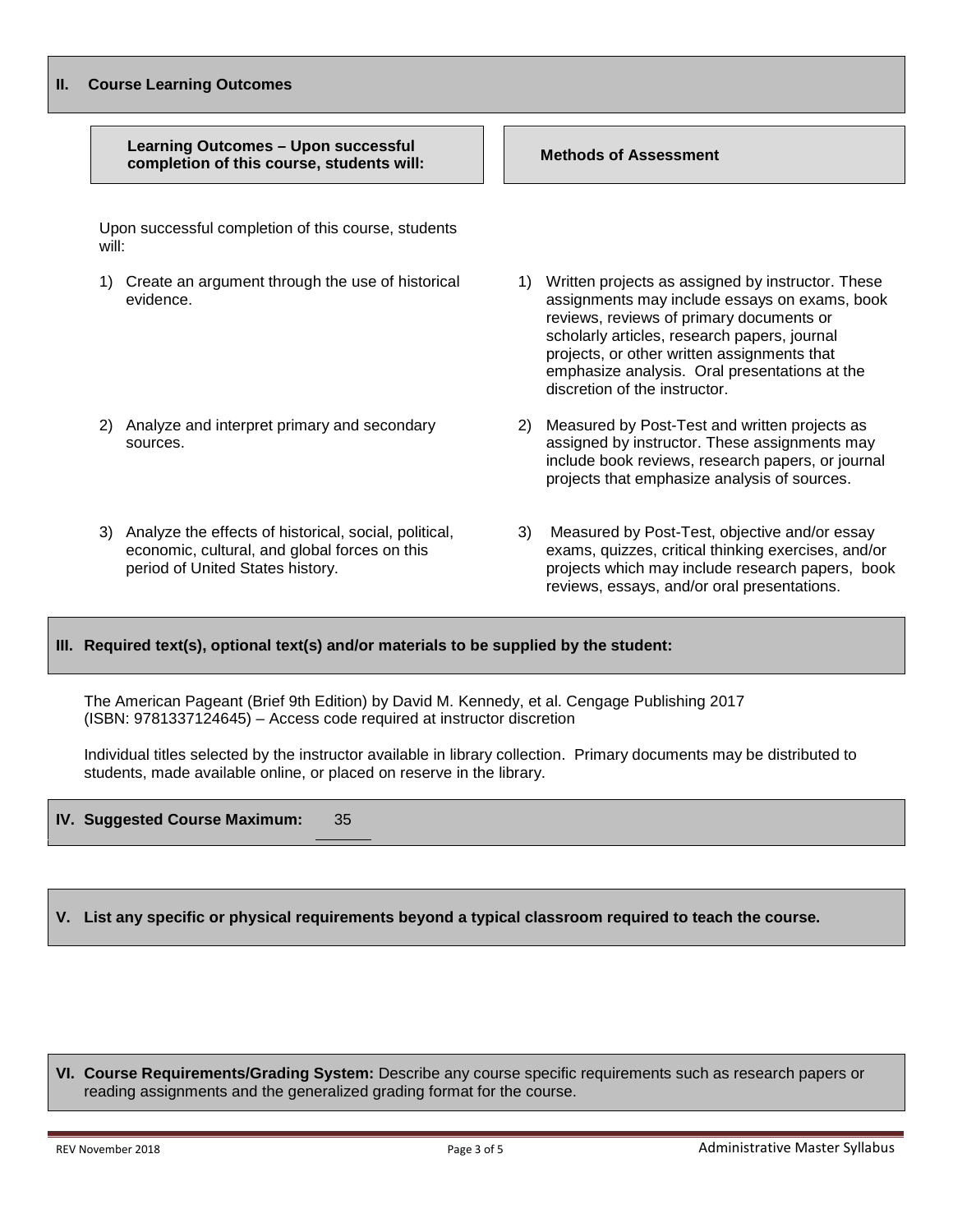## II. Course Learning Outcomes

| Learning Outcomes – Upon successful completion of this course, students will: | Methods of Assessment |
| --- | --- |
| Upon successful completion of this course, students will: | |
| 1) Create an argument through the use of historical evidence. | 1) Written projects as assigned by instructor. These assignments may include essays on exams, book reviews, reviews of primary documents or scholarly articles, research papers, journal projects, or other written assignments that emphasize analysis. Oral presentations at the discretion of the instructor. |
| 2) Analyze and interpret primary and secondary sources. | 2) Measured by Post-Test and written projects as assigned by instructor. These assignments may include book reviews, research papers, or journal projects that emphasize analysis of sources. |
| 3) Analyze the effects of historical, social, political, economic, cultural, and global forces on this period of United States history. | 3) Measured by Post-Test, objective and/or essay exams, quizzes, critical thinking exercises, and/or projects which may include research papers, book reviews, essays, and/or oral presentations. |

## III. Required text(s), optional text(s) and/or materials to be supplied by the student:

The American Pageant (Brief 9th Edition) by David M. Kennedy, et al. Cengage Publishing 2017 (ISBN: 9781337124645) – Access code required at instructor discretion

Individual titles selected by the instructor available in library collection. Primary documents may be distributed to students, made available online, or placed on reserve in the library.

## IV. Suggested Course Maximum: 35

## V. List any specific or physical requirements beyond a typical classroom required to teach the course.

## VI. Course Requirements/Grading System: Describe any course specific requirements such as research papers or reading assignments and the generalized grading format for the course.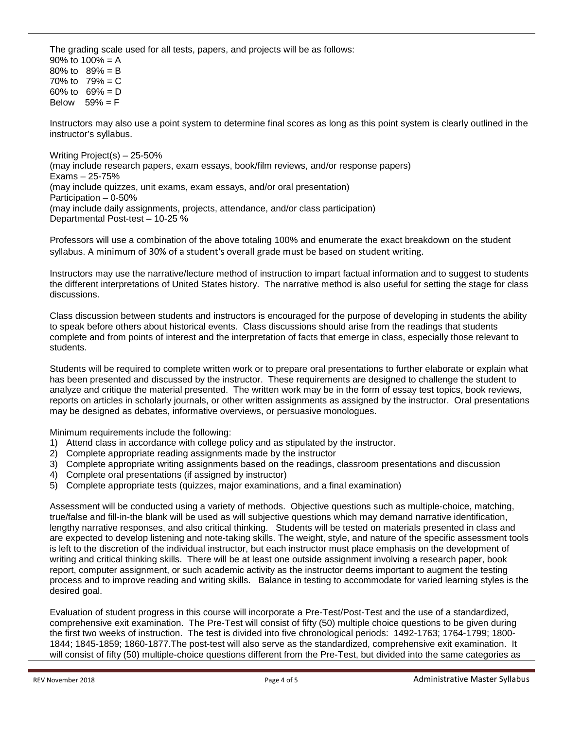The grading scale used for all tests, papers, and projects will be as follows:
90% to 100% = A
80% to 89% = B
70% to 79% = C
60% to 69% = D
Below 59% = F

Instructors may also use a point system to determine final scores as long as this point system is clearly outlined in the instructor's syllabus.

Writing Project(s) – 25-50%
(may include research papers, exam essays, book/film reviews, and/or response papers)
Exams – 25-75%
(may include quizzes, unit exams, exam essays, and/or oral presentation)
Participation – 0-50%
(may include daily assignments, projects, attendance, and/or class participation)
Departmental Post-test – 10-25 %

Professors will use a combination of the above totaling 100% and enumerate the exact breakdown on the student syllabus. A minimum of 30% of a student's overall grade must be based on student writing.

Instructors may use the narrative/lecture method of instruction to impart factual information and to suggest to students the different interpretations of United States history. The narrative method is also useful for setting the stage for class discussions.

Class discussion between students and instructors is encouraged for the purpose of developing in students the ability to speak before others about historical events. Class discussions should arise from the readings that students complete and from points of interest and the interpretation of facts that emerge in class, especially those relevant to students.

Students will be required to complete written work or to prepare oral presentations to further elaborate or explain what has been presented and discussed by the instructor. These requirements are designed to challenge the student to analyze and critique the material presented. The written work may be in the form of essay test topics, book reviews, reports on articles in scholarly journals, or other written assignments as assigned by the instructor. Oral presentations may be designed as debates, informative overviews, or persuasive monologues.

Minimum requirements include the following:

1) Attend class in accordance with college policy and as stipulated by the instructor.
2) Complete appropriate reading assignments made by the instructor
3) Complete appropriate writing assignments based on the readings, classroom presentations and discussion
4) Complete oral presentations (if assigned by instructor)
5) Complete appropriate tests (quizzes, major examinations, and a final examination)

Assessment will be conducted using a variety of methods. Objective questions such as multiple-choice, matching, true/false and fill-in-the blank will be used as will subjective questions which may demand narrative identification, lengthy narrative responses, and also critical thinking. Students will be tested on materials presented in class and are expected to develop listening and note-taking skills. The weight, style, and nature of the specific assessment tools is left to the discretion of the individual instructor, but each instructor must place emphasis on the development of writing and critical thinking skills. There will be at least one outside assignment involving a research paper, book report, computer assignment, or such academic activity as the instructor deems important to augment the testing process and to improve reading and writing skills. Balance in testing to accommodate for varied learning styles is the desired goal.

Evaluation of student progress in this course will incorporate a Pre-Test/Post-Test and the use of a standardized, comprehensive exit examination. The Pre-Test will consist of fifty (50) multiple choice questions to be given during the first two weeks of instruction. The test is divided into five chronological periods: 1492-1763; 1764-1799; 1800-1844; 1845-1859; 1860-1877.The post-test will also serve as the standardized, comprehensive exit examination. It will consist of fifty (50) multiple-choice questions different from the Pre-Test, but divided into the same categories as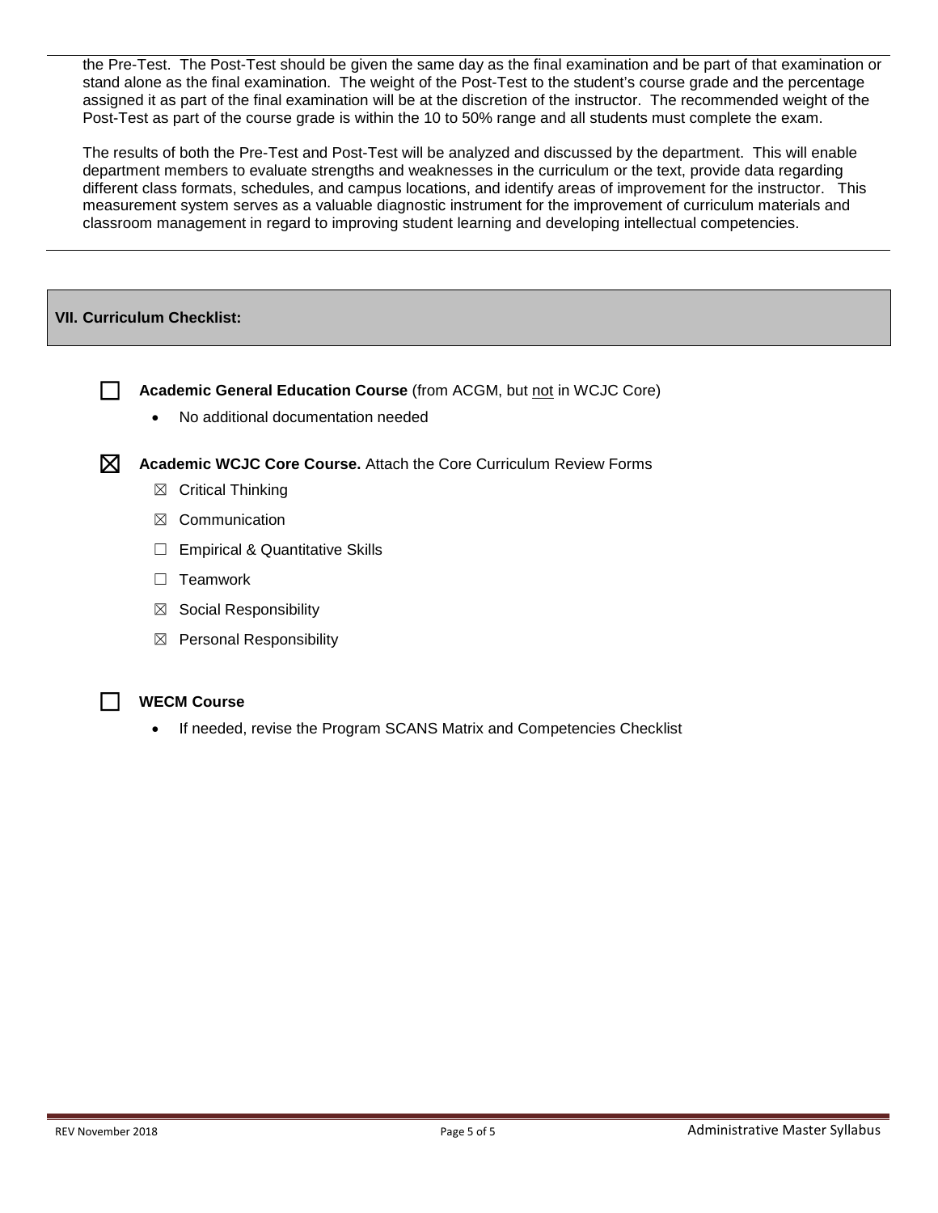the Pre-Test. The Post-Test should be given the same day as the final examination and be part of that examination or stand alone as the final examination. The weight of the Post-Test to the student's course grade and the percentage assigned it as part of the final examination will be at the discretion of the instructor. The recommended weight of the Post-Test as part of the course grade is within the 10 to 50% range and all students must complete the exam.

The results of both the Pre-Test and Post-Test will be analyzed and discussed by the department. This will enable department members to evaluate strengths and weaknesses in the curriculum or the text, provide data regarding different class formats, schedules, and campus locations, and identify areas of improvement for the instructor. This measurement system serves as a valuable diagnostic instrument for the improvement of curriculum materials and classroom management in regard to improving student learning and developing intellectual competencies.

## VII. Curriculum Checklist:

☐ **Academic General Education Course** (from ACGM, but not in WCJC Core)

- No additional documentation needed

☒ **Academic WCJC Core Course.** Attach the Core Curriculum Review Forms

- ☒ Critical Thinking
- ☒ Communication
- ☐ Empirical & Quantitative Skills
- ☐ Teamwork
- ☒ Social Responsibility
- ☒ Personal Responsibility

☐ **WECM Course**

- If needed, revise the Program SCANS Matrix and Competencies Checklist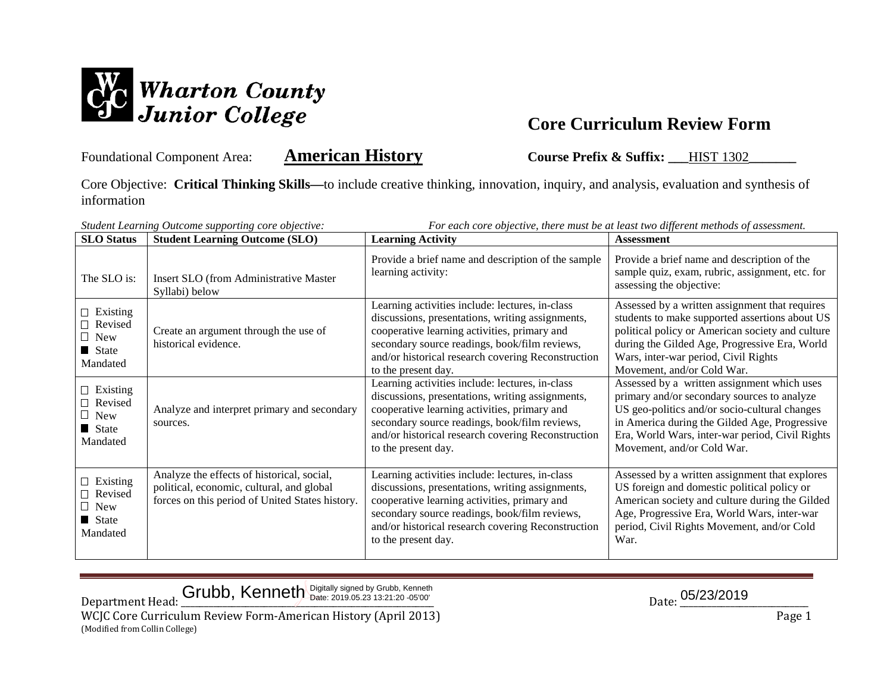Wharton County Junior College

# Core Curriculum Review Form

Foundational Component Area: **American History** **Course Prefix & Suffix:** HIST 1302

Core Objective: **Critical Thinking Skills—**to include creative thinking, innovation, inquiry, and analysis, evaluation and synthesis of information

*Student Learning Outcome supporting core objective:* *For each core objective, there must be at least two different methods of assessment.*

| SLO Status | Student Learning Outcome (SLO) | Learning Activity | Assessment |
|---|---|---|---|
| The SLO is: | Insert SLO (from Administrative Master Syllabi) below | Provide a brief name and description of the sample learning activity: | Provide a brief name and description of the sample quiz, exam, rubric, assignment, etc. for assessing the objective: |
| ☐ Existing ☐ Revised ☐ New ■ State Mandated | Create an argument through the use of historical evidence. | Learning activities include: lectures, in-class discussions, presentations, writing assignments, cooperative learning activities, primary and secondary source readings, book/film reviews, and/or historical research covering Reconstruction to the present day. | Assessed by a written assignment that requires students to make supported assertions about US political policy or American society and culture during the Gilded Age, Progressive Era, World Wars, inter-war period, Civil Rights Movement, and/or Cold War. |
| ☐ Existing ☐ Revised ☐ New ■ State Mandated | Analyze and interpret primary and secondary sources. | Learning activities include: lectures, in-class discussions, presentations, writing assignments, cooperative learning activities, primary and secondary source readings, book/film reviews, and/or historical research covering Reconstruction to the present day. | Assessed by a written assignment which uses primary and/or secondary sources to analyze US geo-politics and/or socio-cultural changes in America during the Gilded Age, Progressive Era, World Wars, inter-war period, Civil Rights Movement, and/or Cold War. |
| ☐ Existing ☐ Revised ☐ New ■ State Mandated | Analyze the effects of historical, social, political, economic, cultural, and global forces on this period of United States history. | Learning activities include: lectures, in-class discussions, presentations, writing assignments, cooperative learning activities, primary and secondary source readings, book/film reviews, and/or historical research covering Reconstruction to the present day. | Assessed by a written assignment that explores US foreign and domestic political policy or American society and culture during the Gilded Age, Progressive Era, World Wars, inter-war period, Civil Rights Movement, and/or Cold War. |

Department Head: Grubb, Kenneth Digitally signed by Grubb, Kenneth Date: 2019.05.23 13:21:20 -05'00' Date: 05/23/2019

WCJC Core Curriculum Review Form-American History (April 2013)
(Modified from Collin College)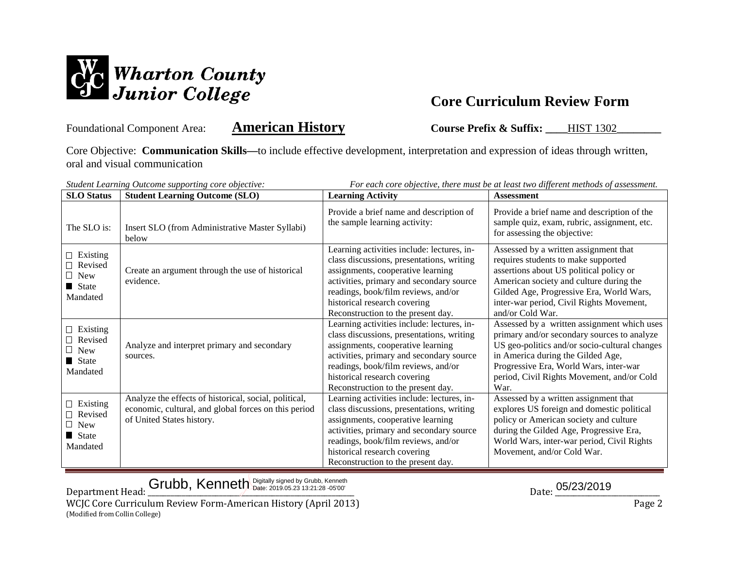**Wharton County Junior College**

# Core Curriculum Review Form

Foundational Component Area: **American History** **Course Prefix & Suffix:** HIST 1302

Core Objective: **Communication Skills—**to include effective development, interpretation and expression of ideas through written, oral and visual communication

*Student Learning Outcome supporting core objective:* *For each core objective, there must be at least two different methods of assessment.*

| SLO Status | Student Learning Outcome (SLO) | Learning Activity | Assessment |
|---|---|---|---|
| The SLO is: | Insert SLO (from Administrative Master Syllabi) below | Provide a brief name and description of the sample learning activity: | Provide a brief name and description of the sample quiz, exam, rubric, assignment, etc. for assessing the objective: |
| ☐ Existing<br>☐ Revised<br>☐ New<br>■ State Mandated | Create an argument through the use of historical evidence. | Learning activities include: lectures, in-class discussions, presentations, writing assignments, cooperative learning activities, primary and secondary source readings, book/film reviews, and/or historical research covering Reconstruction to the present day. | Assessed by a written assignment that requires students to make supported assertions about US political policy or American society and culture during the Gilded Age, Progressive Era, World Wars, inter-war period, Civil Rights Movement, and/or Cold War. |
| ☐ Existing<br>☐ Revised<br>☐ New<br>■ State Mandated | Analyze and interpret primary and secondary sources. | Learning activities include: lectures, in-class discussions, presentations, writing assignments, cooperative learning activities, primary and secondary source readings, book/film reviews, and/or historical research covering Reconstruction to the present day. | Assessed by a written assignment which uses primary and/or secondary sources to analyze US geo-politics and/or socio-cultural changes in America during the Gilded Age, Progressive Era, World Wars, inter-war period, Civil Rights Movement, and/or Cold War. |
| ☐ Existing<br>☐ Revised<br>☐ New<br>■ State Mandated | Analyze the effects of historical, social, political, economic, cultural, and global forces on this period of United States history. | Learning activities include: lectures, in-class discussions, presentations, writing assignments, cooperative learning activities, primary and secondary source readings, book/film reviews, and/or historical research covering Reconstruction to the present day. | Assessed by a written assignment that explores US foreign and domestic political policy or American society and culture during the Gilded Age, Progressive Era, World Wars, inter-war period, Civil Rights Movement, and/or Cold War. |

Department Head: Grubb, Kenneth (Digitally signed by Grubb, Kenneth Date: 2019.05.23 13:21:28 -05'00') Date: 05/23/2019

WCJC Core Curriculum Review Form-American History (April 2013)
(Modified from Collin College)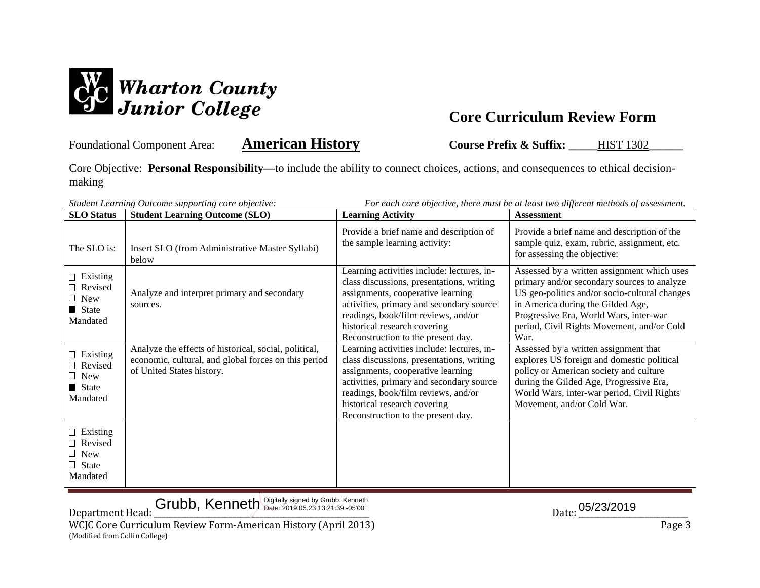Wharton County Junior College

# Core Curriculum Review Form

Foundational Component Area: **American History** **Course Prefix & Suffix:** HIST 1302

Core Objective: **Personal Responsibility—**to include the ability to connect choices, actions, and consequences to ethical decision-making

*Student Learning Outcome supporting core objective:* *For each core objective, there must be at least two different methods of assessment.*

| SLO Status | Student Learning Outcome (SLO) | Learning Activity | Assessment |
|---|---|---|---|
| The SLO is: | Insert SLO (from Administrative Master Syllabi) below | Provide a brief name and description of the sample learning activity: | Provide a brief name and description of the sample quiz, exam, rubric, assignment, etc. for assessing the objective: |
| ☐ Existing ☐ Revised ☐ New ■ State Mandated | Analyze and interpret primary and secondary sources. | Learning activities include: lectures, in-class discussions, presentations, writing assignments, cooperative learning activities, primary and secondary source readings, book/film reviews, and/or historical research covering Reconstruction to the present day. | Assessed by a written assignment which uses primary and/or secondary sources to analyze US geo-politics and/or socio-cultural changes in America during the Gilded Age, Progressive Era, World Wars, inter-war period, Civil Rights Movement, and/or Cold War. |
| ☐ Existing ☐ Revised ☐ New ■ State Mandated | Analyze the effects of historical, social, political, economic, cultural, and global forces on this period of United States history. | Learning activities include: lectures, in-class discussions, presentations, writing assignments, cooperative learning activities, primary and secondary source readings, book/film reviews, and/or historical research covering Reconstruction to the present day. | Assessed by a written assignment that explores US foreign and domestic political policy or American society and culture during the Gilded Age, Progressive Era, World Wars, inter-war period, Civil Rights Movement, and/or Cold War. |
| ☐ Existing ☐ Revised ☐ New ☐ State Mandated | | | |

Department Head: Grubb, Kenneth (Digitally signed by Grubb, Kenneth Date: 2019.05.23 13:21:39 -05'00') Date: 05/23/2019

WCJC Core Curriculum Review Form-American History (April 2013)
(Modified from Collin College)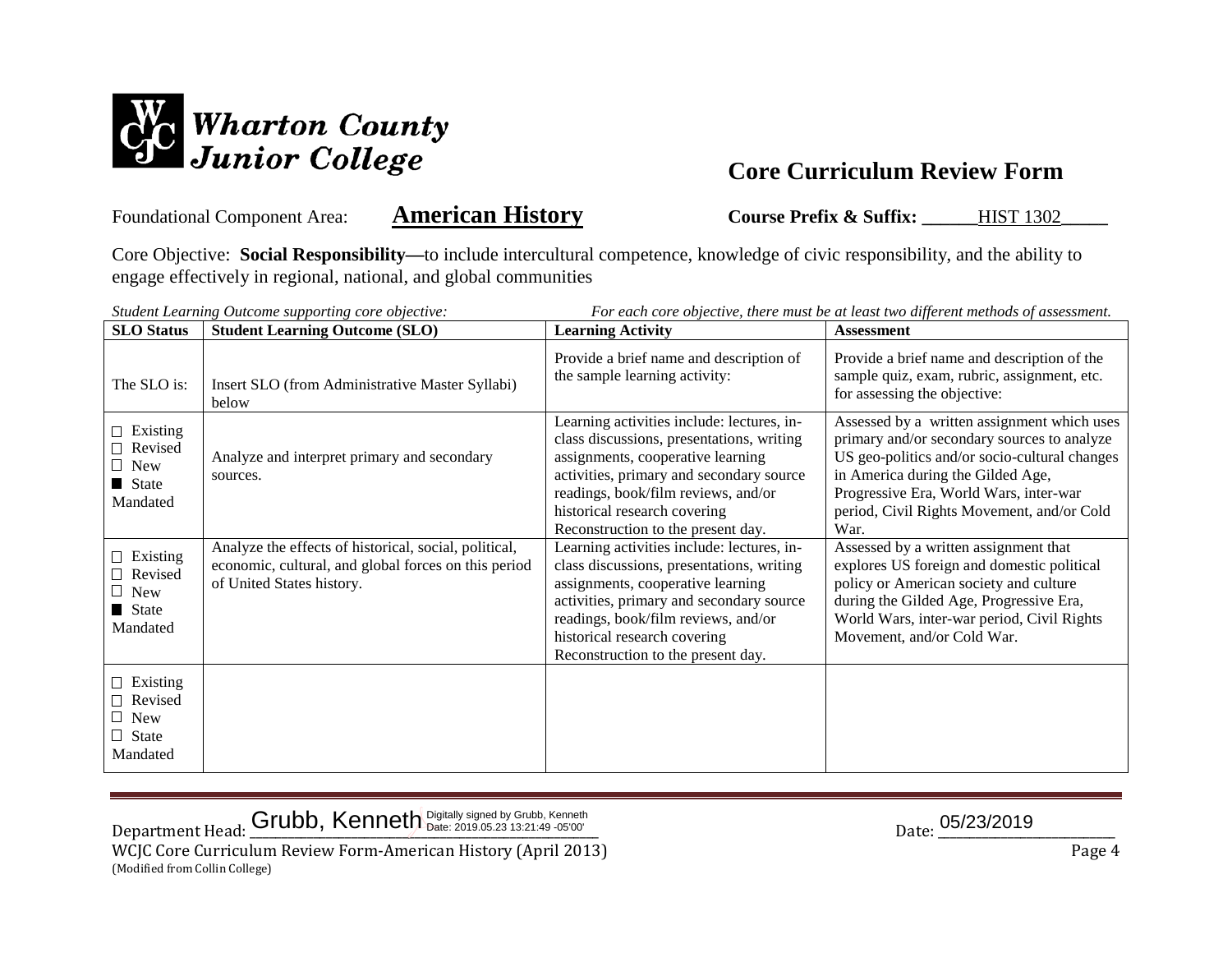# Wharton County Junior College

## Core Curriculum Review Form

Foundational Component Area: **American History** **Course Prefix & Suffix:** HIST 1302

Core Objective: **Social Responsibility—**to include intercultural competence, knowledge of civic responsibility, and the ability to engage effectively in regional, national, and global communities

*Student Learning Outcome supporting core objective:* *For each core objective, there must be at least two different methods of assessment.*

| SLO Status | Student Learning Outcome (SLO) | Learning Activity | Assessment |
|---|---|---|---|
| The SLO is: | Insert SLO (from Administrative Master Syllabi) below | Provide a brief name and description of the sample learning activity: | Provide a brief name and description of the sample quiz, exam, rubric, assignment, etc. for assessing the objective: |
| ☐ Existing ☐ Revised ☐ New ■ State Mandated | Analyze and interpret primary and secondary sources. | Learning activities include: lectures, in-class discussions, presentations, writing assignments, cooperative learning activities, primary and secondary source readings, book/film reviews, and/or historical research covering Reconstruction to the present day. | Assessed by a written assignment which uses primary and/or secondary sources to analyze US geo-politics and/or socio-cultural changes in America during the Gilded Age, Progressive Era, World Wars, inter-war period, Civil Rights Movement, and/or Cold War. |
| ☐ Existing ☐ Revised ☐ New ■ State Mandated | Analyze the effects of historical, social, political, economic, cultural, and global forces on this period of United States history. | Learning activities include: lectures, in-class discussions, presentations, writing assignments, cooperative learning activities, primary and secondary source readings, book/film reviews, and/or historical research covering Reconstruction to the present day. | Assessed by a written assignment that explores US foreign and domestic political policy or American society and culture during the Gilded Age, Progressive Era, World Wars, inter-war period, Civil Rights Movement, and/or Cold War. |
| ☐ Existing ☐ Revised ☐ New ☐ State Mandated | | | |

Department Head: Grubb, Kenneth (Digitally signed by Grubb, Kenneth Date: 2019.05.23 13:21:49 -05'00') Date: 05/23/2019

WCJC Core Curriculum Review Form-American History (April 2013)

(Modified from Collin College)